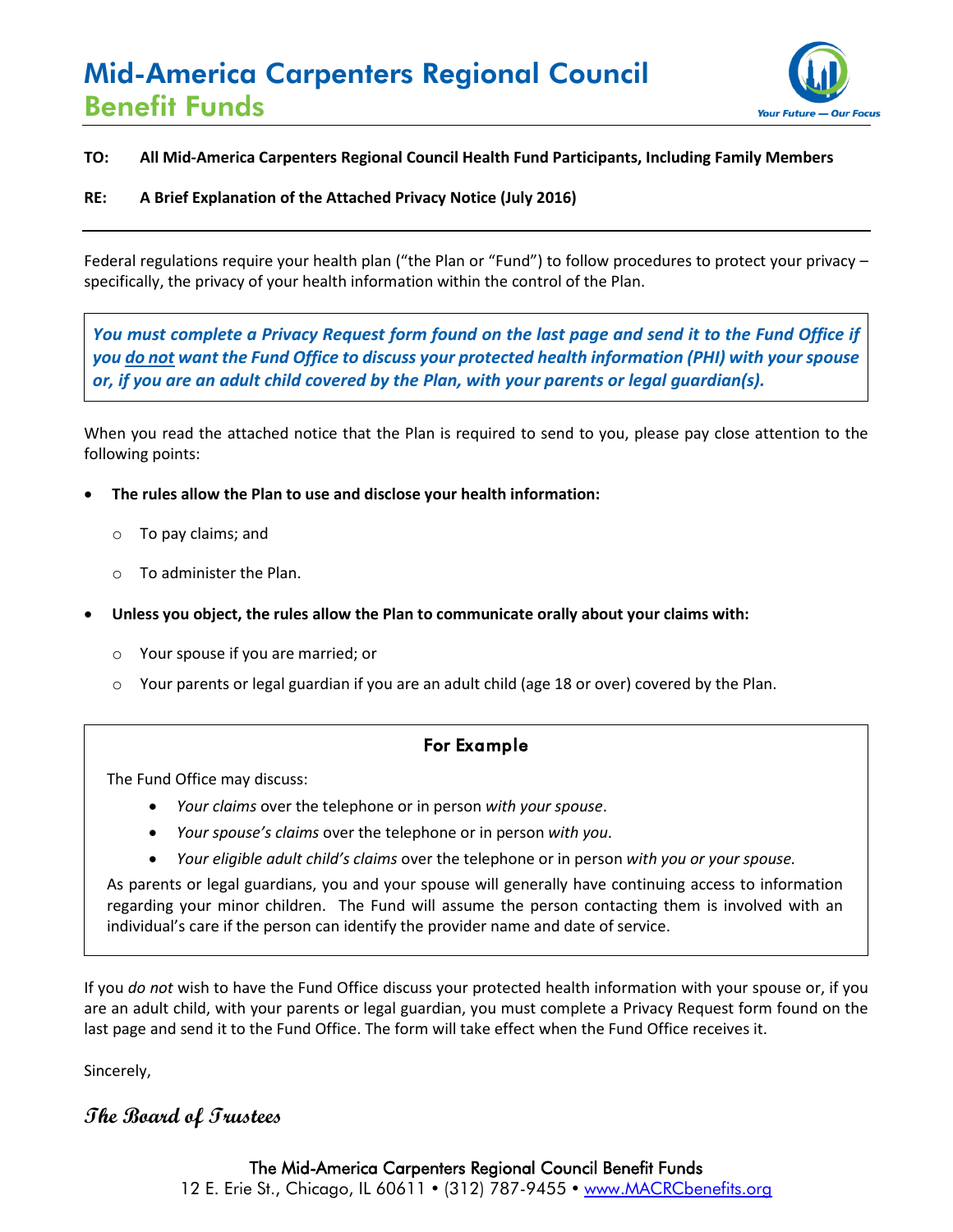# Mid-America Carpenters Regional Council
## Benefit Funds

*Your Future — Our Focus*

**TO: All Mid-America Carpenters Regional Council Health Fund Participants, Including Family Members**

**RE: A Brief Explanation of the Attached Privacy Notice (July 2016)**

---

Federal regulations require your health plan ("the Plan or "Fund") to follow procedures to protect your privacy – specifically, the privacy of your health information within the control of the Plan.

> ***You must complete a Privacy Request form found on the last page and send it to the Fund Office if you <u>do not</u> want the Fund Office to discuss your protected health information (PHI) with your spouse or, if you are an adult child covered by the Plan, with your parents or legal guardian(s).***

When you read the attached notice that the Plan is required to send to you, please pay close attention to the following points:

- **The rules allow the Plan to use and disclose your health information:**
  - To pay claims; and
  - To administer the Plan.
- **Unless you object, the rules allow the Plan to communicate orally about your claims with:**
  - Your spouse if you are married; or
  - Your parents or legal guardian if you are an adult child (age 18 or over) covered by the Plan.

> **For Example**
>
> The Fund Office may discuss:
>
> - *Your claims* over the telephone or in person *with your spouse*.
> - *Your spouse's claims* over the telephone or in person *with you*.
> - *Your eligible adult child's claims* over the telephone or in person *with you or your spouse.*
>
> As parents or legal guardians, you and your spouse will generally have continuing access to information regarding your minor children. The Fund will assume the person contacting them is involved with an individual's care if the person can identify the provider name and date of service.

If you *do not* wish to have the Fund Office discuss your protected health information with your spouse or, if you are an adult child, with your parents or legal guardian, you must complete a Privacy Request form found on the last page and send it to the Fund Office. The form will take effect when the Fund Office receives it.

Sincerely,

**The Board of Trustees**

The Mid-America Carpenters Regional Council Benefit Funds
12 E. Erie St., Chicago, IL 60611 • (312) 787-9455 • www.MACRCbenefits.org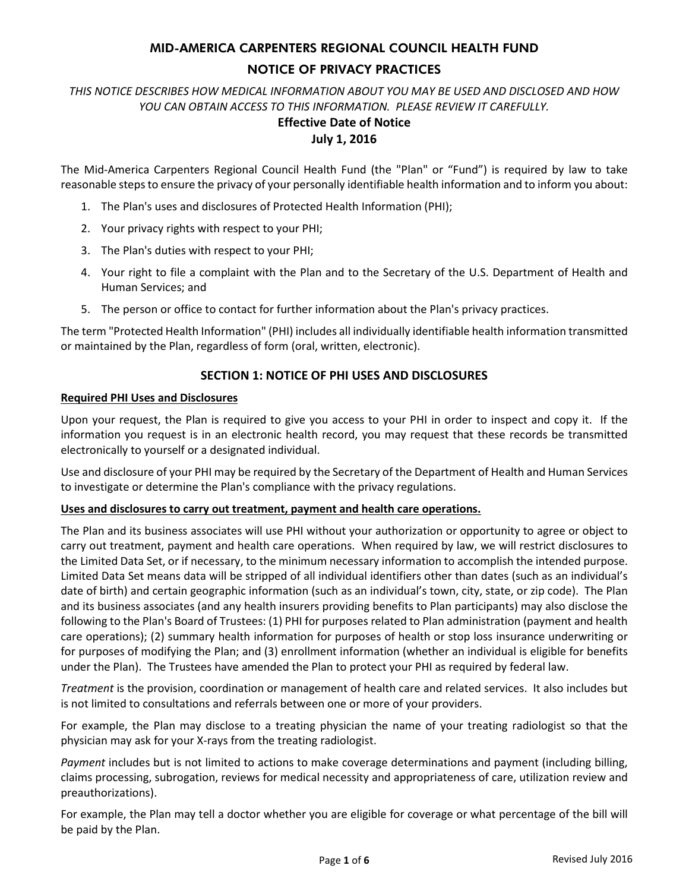# MID-AMERICA CARPENTERS REGIONAL COUNCIL HEALTH FUND

## NOTICE OF PRIVACY PRACTICES

*THIS NOTICE DESCRIBES HOW MEDICAL INFORMATION ABOUT YOU MAY BE USED AND DISCLOSED AND HOW YOU CAN OBTAIN ACCESS TO THIS INFORMATION. PLEASE REVIEW IT CAREFULLY.*

**Effective Date of Notice**
**July 1, 2016**

The Mid-America Carpenters Regional Council Health Fund (the "Plan" or "Fund") is required by law to take reasonable steps to ensure the privacy of your personally identifiable health information and to inform you about:

1. The Plan's uses and disclosures of Protected Health Information (PHI);
2. Your privacy rights with respect to your PHI;
3. The Plan's duties with respect to your PHI;
4. Your right to file a complaint with the Plan and to the Secretary of the U.S. Department of Health and Human Services; and
5. The person or office to contact for further information about the Plan's privacy practices.

The term "Protected Health Information" (PHI) includes all individually identifiable health information transmitted or maintained by the Plan, regardless of form (oral, written, electronic).

## SECTION 1: NOTICE OF PHI USES AND DISCLOSURES

**Required PHI Uses and Disclosures**

Upon your request, the Plan is required to give you access to your PHI in order to inspect and copy it. If the information you request is in an electronic health record, you may request that these records be transmitted electronically to yourself or a designated individual.

Use and disclosure of your PHI may be required by the Secretary of the Department of Health and Human Services to investigate or determine the Plan's compliance with the privacy regulations.

**Uses and disclosures to carry out treatment, payment and health care operations.**

The Plan and its business associates will use PHI without your authorization or opportunity to agree or object to carry out treatment, payment and health care operations. When required by law, we will restrict disclosures to the Limited Data Set, or if necessary, to the minimum necessary information to accomplish the intended purpose. Limited Data Set means data will be stripped of all individual identifiers other than dates (such as an individual's date of birth) and certain geographic information (such as an individual's town, city, state, or zip code). The Plan and its business associates (and any health insurers providing benefits to Plan participants) may also disclose the following to the Plan's Board of Trustees: (1) PHI for purposes related to Plan administration (payment and health care operations); (2) summary health information for purposes of health or stop loss insurance underwriting or for purposes of modifying the Plan; and (3) enrollment information (whether an individual is eligible for benefits under the Plan). The Trustees have amended the Plan to protect your PHI as required by federal law.

*Treatment* is the provision, coordination or management of health care and related services. It also includes but is not limited to consultations and referrals between one or more of your providers.

For example, the Plan may disclose to a treating physician the name of your treating radiologist so that the physician may ask for your X-rays from the treating radiologist.

*Payment* includes but is not limited to actions to make coverage determinations and payment (including billing, claims processing, subrogation, reviews for medical necessity and appropriateness of care, utilization review and preauthorizations).

For example, the Plan may tell a doctor whether you are eligible for coverage or what percentage of the bill will be paid by the Plan.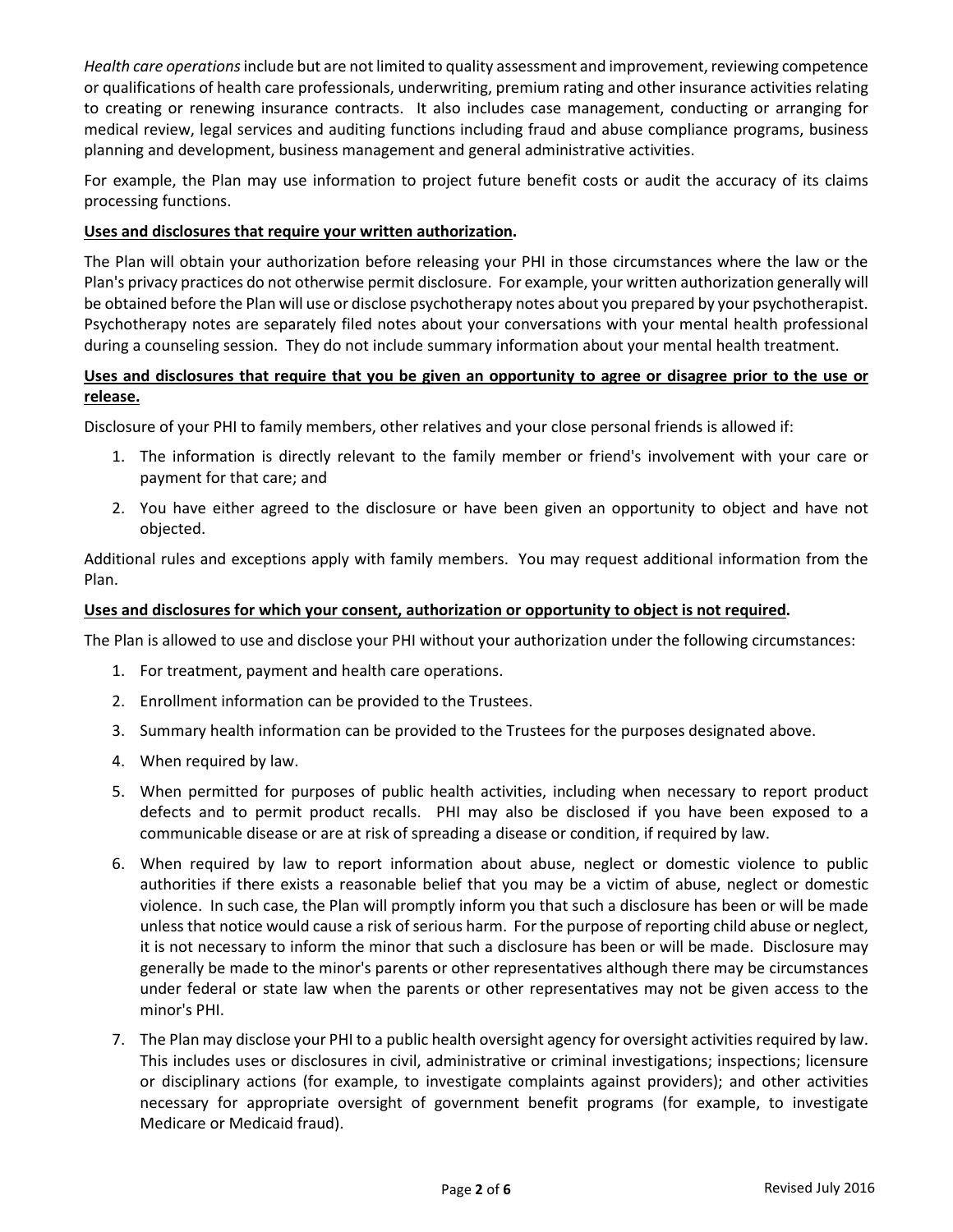*Health care operations* include but are not limited to quality assessment and improvement, reviewing competence or qualifications of health care professionals, underwriting, premium rating and other insurance activities relating to creating or renewing insurance contracts. It also includes case management, conducting or arranging for medical review, legal services and auditing functions including fraud and abuse compliance programs, business planning and development, business management and general administrative activities.

For example, the Plan may use information to project future benefit costs or audit the accuracy of its claims processing functions.

**Uses and disclosures that require your written authorization.**

The Plan will obtain your authorization before releasing your PHI in those circumstances where the law or the Plan's privacy practices do not otherwise permit disclosure. For example, your written authorization generally will be obtained before the Plan will use or disclose psychotherapy notes about you prepared by your psychotherapist. Psychotherapy notes are separately filed notes about your conversations with your mental health professional during a counseling session. They do not include summary information about your mental health treatment.

**Uses and disclosures that require that you be given an opportunity to agree or disagree prior to the use or release.**

Disclosure of your PHI to family members, other relatives and your close personal friends is allowed if:

1. The information is directly relevant to the family member or friend's involvement with your care or payment for that care; and
2. You have either agreed to the disclosure or have been given an opportunity to object and have not objected.

Additional rules and exceptions apply with family members. You may request additional information from the Plan.

**Uses and disclosures for which your consent, authorization or opportunity to object is not required.**

The Plan is allowed to use and disclose your PHI without your authorization under the following circumstances:

1. For treatment, payment and health care operations.
2. Enrollment information can be provided to the Trustees.
3. Summary health information can be provided to the Trustees for the purposes designated above.
4. When required by law.
5. When permitted for purposes of public health activities, including when necessary to report product defects and to permit product recalls. PHI may also be disclosed if you have been exposed to a communicable disease or are at risk of spreading a disease or condition, if required by law.
6. When required by law to report information about abuse, neglect or domestic violence to public authorities if there exists a reasonable belief that you may be a victim of abuse, neglect or domestic violence. In such case, the Plan will promptly inform you that such a disclosure has been or will be made unless that notice would cause a risk of serious harm. For the purpose of reporting child abuse or neglect, it is not necessary to inform the minor that such a disclosure has been or will be made. Disclosure may generally be made to the minor's parents or other representatives although there may be circumstances under federal or state law when the parents or other representatives may not be given access to the minor's PHI.
7. The Plan may disclose your PHI to a public health oversight agency for oversight activities required by law. This includes uses or disclosures in civil, administrative or criminal investigations; inspections; licensure or disciplinary actions (for example, to investigate complaints against providers); and other activities necessary for appropriate oversight of government benefit programs (for example, to investigate Medicare or Medicaid fraud).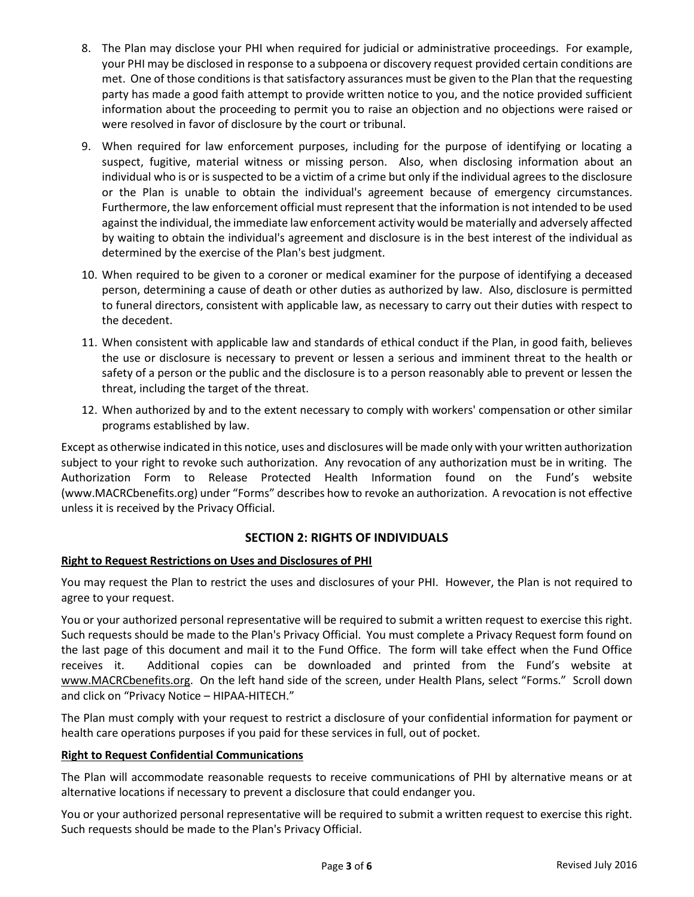8. The Plan may disclose your PHI when required for judicial or administrative proceedings. For example, your PHI may be disclosed in response to a subpoena or discovery request provided certain conditions are met. One of those conditions is that satisfactory assurances must be given to the Plan that the requesting party has made a good faith attempt to provide written notice to you, and the notice provided sufficient information about the proceeding to permit you to raise an objection and no objections were raised or were resolved in favor of disclosure by the court or tribunal.

9. When required for law enforcement purposes, including for the purpose of identifying or locating a suspect, fugitive, material witness or missing person. Also, when disclosing information about an individual who is or is suspected to be a victim of a crime but only if the individual agrees to the disclosure or the Plan is unable to obtain the individual's agreement because of emergency circumstances. Furthermore, the law enforcement official must represent that the information is not intended to be used against the individual, the immediate law enforcement activity would be materially and adversely affected by waiting to obtain the individual's agreement and disclosure is in the best interest of the individual as determined by the exercise of the Plan's best judgment.

10. When required to be given to a coroner or medical examiner for the purpose of identifying a deceased person, determining a cause of death or other duties as authorized by law. Also, disclosure is permitted to funeral directors, consistent with applicable law, as necessary to carry out their duties with respect to the decedent.

11. When consistent with applicable law and standards of ethical conduct if the Plan, in good faith, believes the use or disclosure is necessary to prevent or lessen a serious and imminent threat to the health or safety of a person or the public and the disclosure is to a person reasonably able to prevent or lessen the threat, including the target of the threat.

12. When authorized by and to the extent necessary to comply with workers' compensation or other similar programs established by law.

Except as otherwise indicated in this notice, uses and disclosures will be made only with your written authorization subject to your right to revoke such authorization. Any revocation of any authorization must be in writing. The Authorization Form to Release Protected Health Information found on the Fund's website (www.MACRCbenefits.org) under "Forms" describes how to revoke an authorization. A revocation is not effective unless it is received by the Privacy Official.

## SECTION 2: RIGHTS OF INDIVIDUALS

**Right to Request Restrictions on Uses and Disclosures of PHI**

You may request the Plan to restrict the uses and disclosures of your PHI. However, the Plan is not required to agree to your request.

You or your authorized personal representative will be required to submit a written request to exercise this right. Such requests should be made to the Plan's Privacy Official. You must complete a Privacy Request form found on the last page of this document and mail it to the Fund Office. The form will take effect when the Fund Office receives it. Additional copies can be downloaded and printed from the Fund's website at www.MACRCbenefits.org. On the left hand side of the screen, under Health Plans, select "Forms." Scroll down and click on "Privacy Notice – HIPAA-HITECH."

The Plan must comply with your request to restrict a disclosure of your confidential information for payment or health care operations purposes if you paid for these services in full, out of pocket.

**Right to Request Confidential Communications**

The Plan will accommodate reasonable requests to receive communications of PHI by alternative means or at alternative locations if necessary to prevent a disclosure that could endanger you.

You or your authorized personal representative will be required to submit a written request to exercise this right. Such requests should be made to the Plan's Privacy Official.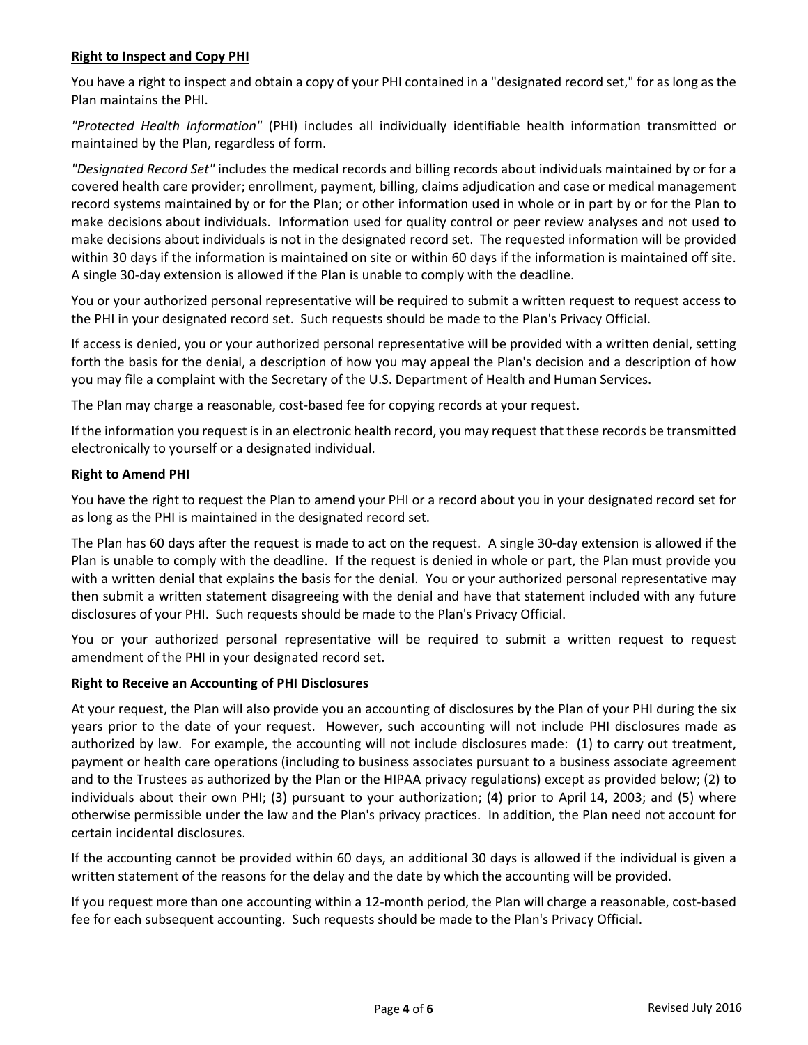**Right to Inspect and Copy PHI**

You have a right to inspect and obtain a copy of your PHI contained in a "designated record set," for as long as the Plan maintains the PHI.

*"Protected Health Information"* (PHI) includes all individually identifiable health information transmitted or maintained by the Plan, regardless of form.

*"Designated Record Set"* includes the medical records and billing records about individuals maintained by or for a covered health care provider; enrollment, payment, billing, claims adjudication and case or medical management record systems maintained by or for the Plan; or other information used in whole or in part by or for the Plan to make decisions about individuals. Information used for quality control or peer review analyses and not used to make decisions about individuals is not in the designated record set. The requested information will be provided within 30 days if the information is maintained on site or within 60 days if the information is maintained off site. A single 30-day extension is allowed if the Plan is unable to comply with the deadline.

You or your authorized personal representative will be required to submit a written request to request access to the PHI in your designated record set. Such requests should be made to the Plan's Privacy Official.

If access is denied, you or your authorized personal representative will be provided with a written denial, setting forth the basis for the denial, a description of how you may appeal the Plan's decision and a description of how you may file a complaint with the Secretary of the U.S. Department of Health and Human Services.

The Plan may charge a reasonable, cost-based fee for copying records at your request.

If the information you request is in an electronic health record, you may request that these records be transmitted electronically to yourself or a designated individual.

**Right to Amend PHI**

You have the right to request the Plan to amend your PHI or a record about you in your designated record set for as long as the PHI is maintained in the designated record set.

The Plan has 60 days after the request is made to act on the request. A single 30-day extension is allowed if the Plan is unable to comply with the deadline. If the request is denied in whole or part, the Plan must provide you with a written denial that explains the basis for the denial. You or your authorized personal representative may then submit a written statement disagreeing with the denial and have that statement included with any future disclosures of your PHI. Such requests should be made to the Plan's Privacy Official.

You or your authorized personal representative will be required to submit a written request to request amendment of the PHI in your designated record set.

**Right to Receive an Accounting of PHI Disclosures**

At your request, the Plan will also provide you an accounting of disclosures by the Plan of your PHI during the six years prior to the date of your request. However, such accounting will not include PHI disclosures made as authorized by law. For example, the accounting will not include disclosures made: (1) to carry out treatment, payment or health care operations (including to business associates pursuant to a business associate agreement and to the Trustees as authorized by the Plan or the HIPAA privacy regulations) except as provided below; (2) to individuals about their own PHI; (3) pursuant to your authorization; (4) prior to April 14, 2003; and (5) where otherwise permissible under the law and the Plan's privacy practices. In addition, the Plan need not account for certain incidental disclosures.

If the accounting cannot be provided within 60 days, an additional 30 days is allowed if the individual is given a written statement of the reasons for the delay and the date by which the accounting will be provided.

If you request more than one accounting within a 12-month period, the Plan will charge a reasonable, cost-based fee for each subsequent accounting. Such requests should be made to the Plan's Privacy Official.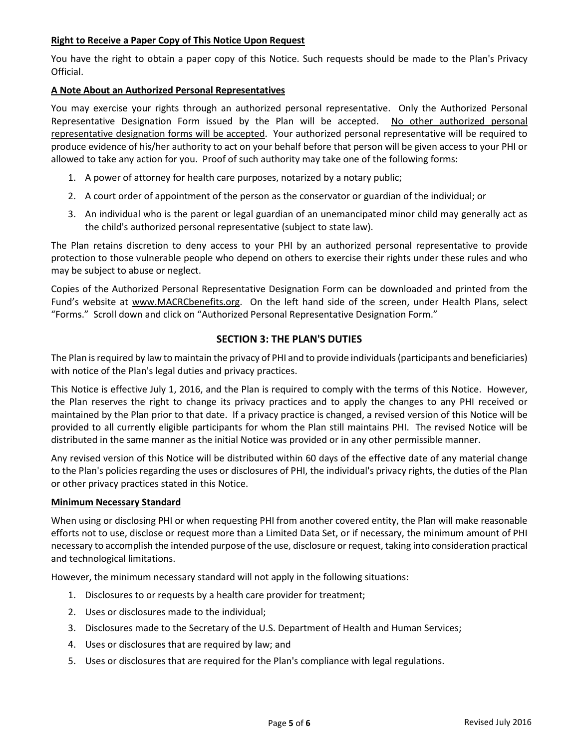**Right to Receive a Paper Copy of This Notice Upon Request**

You have the right to obtain a paper copy of this Notice. Such requests should be made to the Plan's Privacy Official.

**A Note About an Authorized Personal Representatives**

You may exercise your rights through an authorized personal representative. Only the Authorized Personal Representative Designation Form issued by the Plan will be accepted. No other authorized personal representative designation forms will be accepted. Your authorized personal representative will be required to produce evidence of his/her authority to act on your behalf before that person will be given access to your PHI or allowed to take any action for you. Proof of such authority may take one of the following forms:

1. A power of attorney for health care purposes, notarized by a notary public;
2. A court order of appointment of the person as the conservator or guardian of the individual; or
3. An individual who is the parent or legal guardian of an unemancipated minor child may generally act as the child's authorized personal representative (subject to state law).

The Plan retains discretion to deny access to your PHI by an authorized personal representative to provide protection to those vulnerable people who depend on others to exercise their rights under these rules and who may be subject to abuse or neglect.

Copies of the Authorized Personal Representative Designation Form can be downloaded and printed from the Fund's website at www.MACRCbenefits.org. On the left hand side of the screen, under Health Plans, select "Forms." Scroll down and click on "Authorized Personal Representative Designation Form."

## SECTION 3: THE PLAN'S DUTIES

The Plan is required by law to maintain the privacy of PHI and to provide individuals (participants and beneficiaries) with notice of the Plan's legal duties and privacy practices.

This Notice is effective July 1, 2016, and the Plan is required to comply with the terms of this Notice. However, the Plan reserves the right to change its privacy practices and to apply the changes to any PHI received or maintained by the Plan prior to that date. If a privacy practice is changed, a revised version of this Notice will be provided to all currently eligible participants for whom the Plan still maintains PHI. The revised Notice will be distributed in the same manner as the initial Notice was provided or in any other permissible manner.

Any revised version of this Notice will be distributed within 60 days of the effective date of any material change to the Plan's policies regarding the uses or disclosures of PHI, the individual's privacy rights, the duties of the Plan or other privacy practices stated in this Notice.

**Minimum Necessary Standard**

When using or disclosing PHI or when requesting PHI from another covered entity, the Plan will make reasonable efforts not to use, disclose or request more than a Limited Data Set, or if necessary, the minimum amount of PHI necessary to accomplish the intended purpose of the use, disclosure or request, taking into consideration practical and technological limitations.

However, the minimum necessary standard will not apply in the following situations:

1. Disclosures to or requests by a health care provider for treatment;
2. Uses or disclosures made to the individual;
3. Disclosures made to the Secretary of the U.S. Department of Health and Human Services;
4. Uses or disclosures that are required by law; and
5. Uses or disclosures that are required for the Plan's compliance with legal regulations.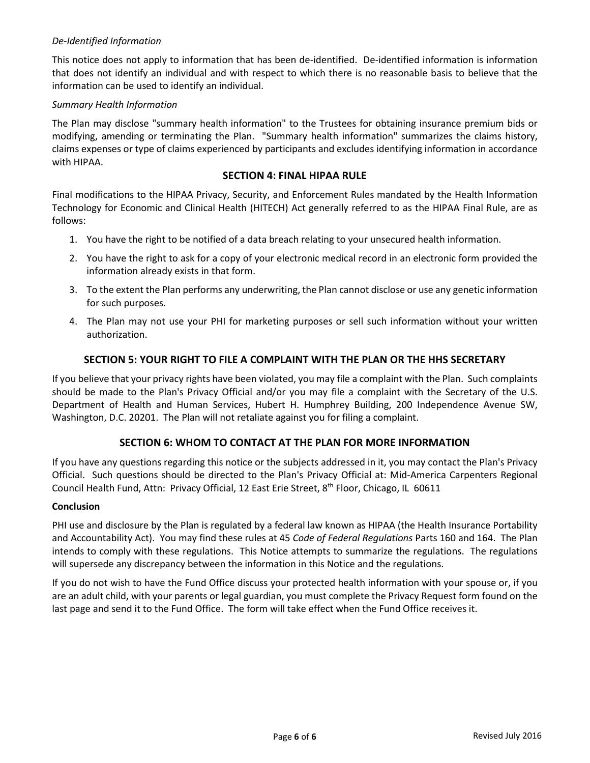*De-Identified Information*

This notice does not apply to information that has been de-identified. De-identified information is information that does not identify an individual and with respect to which there is no reasonable basis to believe that the information can be used to identify an individual.

*Summary Health Information*

The Plan may disclose "summary health information" to the Trustees for obtaining insurance premium bids or modifying, amending or terminating the Plan. "Summary health information" summarizes the claims history, claims expenses or type of claims experienced by participants and excludes identifying information in accordance with HIPAA.

## SECTION 4: FINAL HIPAA RULE

Final modifications to the HIPAA Privacy, Security, and Enforcement Rules mandated by the Health Information Technology for Economic and Clinical Health (HITECH) Act generally referred to as the HIPAA Final Rule, are as follows:

1. You have the right to be notified of a data breach relating to your unsecured health information.
2. You have the right to ask for a copy of your electronic medical record in an electronic form provided the information already exists in that form.
3. To the extent the Plan performs any underwriting, the Plan cannot disclose or use any genetic information for such purposes.
4. The Plan may not use your PHI for marketing purposes or sell such information without your written authorization.

## SECTION 5: YOUR RIGHT TO FILE A COMPLAINT WITH THE PLAN OR THE HHS SECRETARY

If you believe that your privacy rights have been violated, you may file a complaint with the Plan. Such complaints should be made to the Plan's Privacy Official and/or you may file a complaint with the Secretary of the U.S. Department of Health and Human Services, Hubert H. Humphrey Building, 200 Independence Avenue SW, Washington, D.C. 20201. The Plan will not retaliate against you for filing a complaint.

## SECTION 6: WHOM TO CONTACT AT THE PLAN FOR MORE INFORMATION

If you have any questions regarding this notice or the subjects addressed in it, you may contact the Plan's Privacy Official. Such questions should be directed to the Plan's Privacy Official at: Mid-America Carpenters Regional Council Health Fund, Attn: Privacy Official, 12 East Erie Street, 8th Floor, Chicago, IL 60611

**Conclusion**

PHI use and disclosure by the Plan is regulated by a federal law known as HIPAA (the Health Insurance Portability and Accountability Act). You may find these rules at 45 *Code of Federal Regulations* Parts 160 and 164. The Plan intends to comply with these regulations. This Notice attempts to summarize the regulations. The regulations will supersede any discrepancy between the information in this Notice and the regulations.

If you do not wish to have the Fund Office discuss your protected health information with your spouse or, if you are an adult child, with your parents or legal guardian, you must complete the Privacy Request form found on the last page and send it to the Fund Office. The form will take effect when the Fund Office receives it.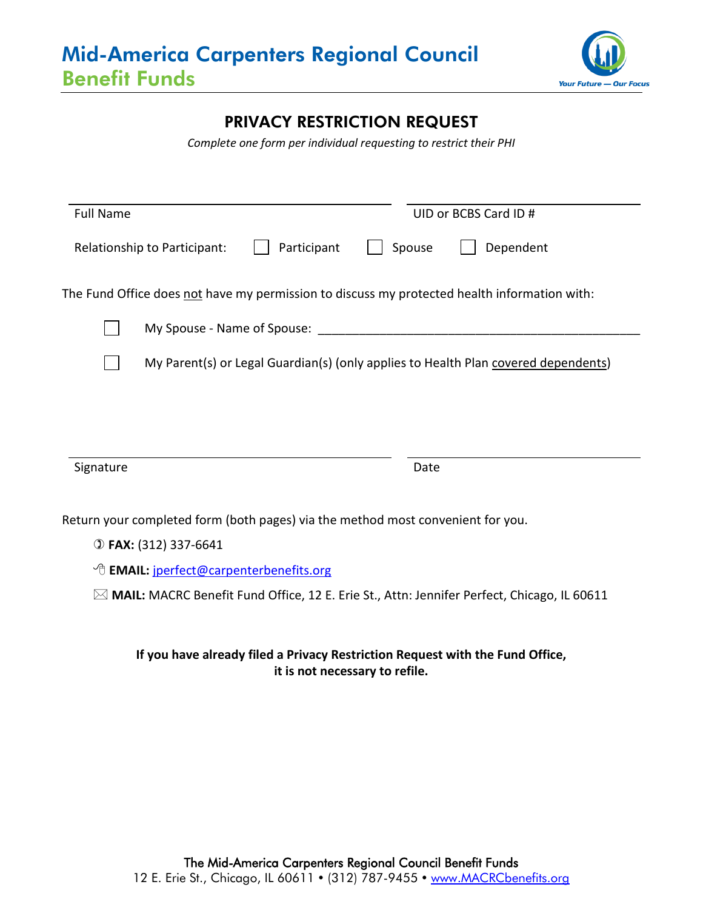# Mid-America Carpenters Regional Council
## Benefit Funds

Your Future — Our Focus

## PRIVACY RESTRICTION REQUEST

*Complete one form per individual requesting to restrict their PHI*

Full Name ______________________ UID or BCBS Card ID # ______________________

Relationship to Participant: ☐ Participant ☐ Spouse ☐ Dependent

The Fund Office does not have my permission to discuss my protected health information with:

☐ My Spouse - Name of Spouse: ________________________________________________

☐ My Parent(s) or Legal Guardian(s) (only applies to Health Plan covered dependents)

Signature ______________________ Date ______________________

Return your completed form (both pages) via the method most convenient for you.

- **FAX:** (312) 337-6641
- **EMAIL:** jperfect@carpenterbenefits.org
- **MAIL:** MACRC Benefit Fund Office, 12 E. Erie St., Attn: Jennifer Perfect, Chicago, IL 60611

**If you have already filed a Privacy Restriction Request with the Fund Office, it is not necessary to refile.**

The Mid-America Carpenters Regional Council Benefit Funds
12 E. Erie St., Chicago, IL 60611 • (312) 787-9455 • www.MACRCbenefits.org